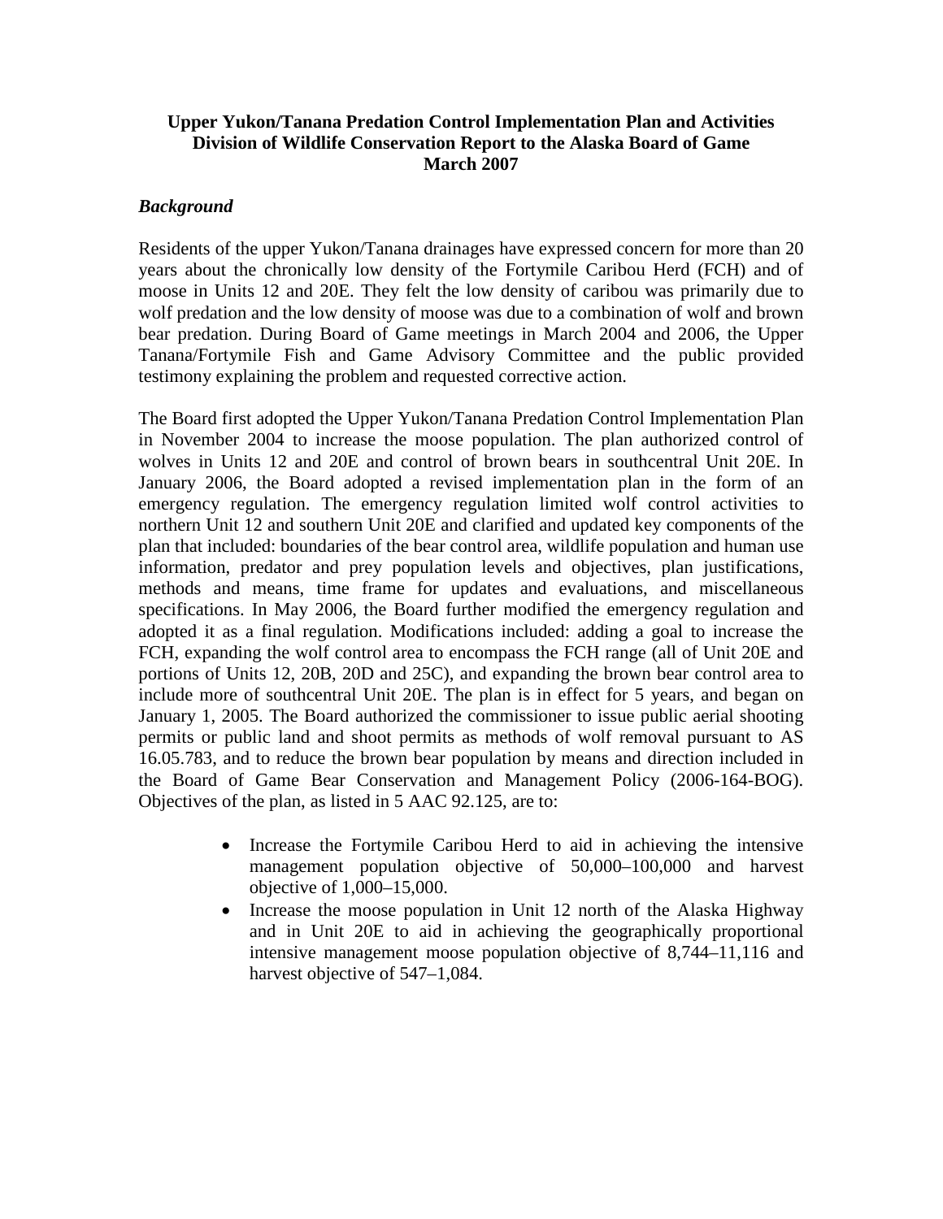**Upper Yukon/Tanana Predation Control Implementation Plan and Activities**
**Division of Wildlife Conservation Report to the Alaska Board of Game**
**March 2007**

## *Background*

Residents of the upper Yukon/Tanana drainages have expressed concern for more than 20 years about the chronically low density of the Fortymile Caribou Herd (FCH) and of moose in Units 12 and 20E. They felt the low density of caribou was primarily due to wolf predation and the low density of moose was due to a combination of wolf and brown bear predation. During Board of Game meetings in March 2004 and 2006, the Upper Tanana/Fortymile Fish and Game Advisory Committee and the public provided testimony explaining the problem and requested corrective action.

The Board first adopted the Upper Yukon/Tanana Predation Control Implementation Plan in November 2004 to increase the moose population. The plan authorized control of wolves in Units 12 and 20E and control of brown bears in southcentral Unit 20E. In January 2006, the Board adopted a revised implementation plan in the form of an emergency regulation. The emergency regulation limited wolf control activities to northern Unit 12 and southern Unit 20E and clarified and updated key components of the plan that included: boundaries of the bear control area, wildlife population and human use information, predator and prey population levels and objectives, plan justifications, methods and means, time frame for updates and evaluations, and miscellaneous specifications. In May 2006, the Board further modified the emergency regulation and adopted it as a final regulation. Modifications included: adding a goal to increase the FCH, expanding the wolf control area to encompass the FCH range (all of Unit 20E and portions of Units 12, 20B, 20D and 25C), and expanding the brown bear control area to include more of southcentral Unit 20E. The plan is in effect for 5 years, and began on January 1, 2005. The Board authorized the commissioner to issue public aerial shooting permits or public land and shoot permits as methods of wolf removal pursuant to AS 16.05.783, and to reduce the brown bear population by means and direction included in the Board of Game Bear Conservation and Management Policy (2006-164-BOG). Objectives of the plan, as listed in 5 AAC 92.125, are to:

- Increase the Fortymile Caribou Herd to aid in achieving the intensive management population objective of 50,000–100,000 and harvest objective of 1,000–15,000.
- Increase the moose population in Unit 12 north of the Alaska Highway and in Unit 20E to aid in achieving the geographically proportional intensive management moose population objective of 8,744–11,116 and harvest objective of 547–1,084.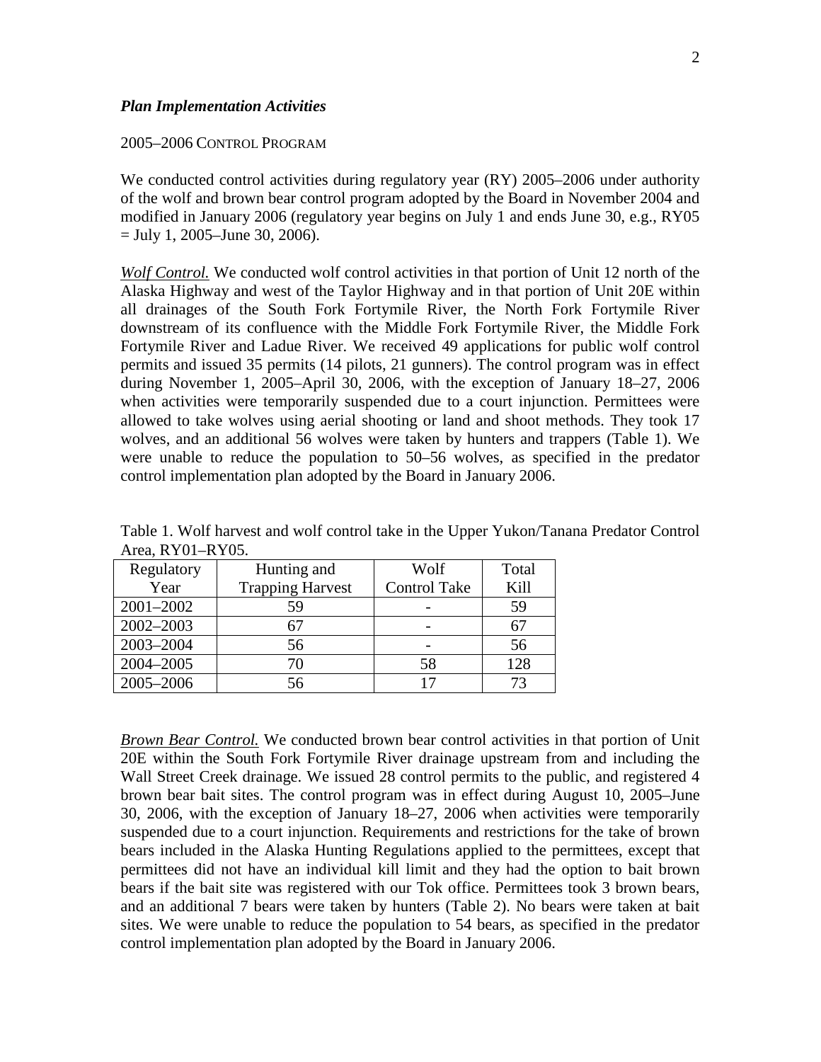### *Plan Implementation Activities*

2005–2006 CONTROL PROGRAM

We conducted control activities during regulatory year (RY) 2005–2006 under authority of the wolf and brown bear control program adopted by the Board in November 2004 and modified in January 2006 (regulatory year begins on July 1 and ends June 30, e.g., RY05 = July 1, 2005–June 30, 2006).

*Wolf Control.* We conducted wolf control activities in that portion of Unit 12 north of the Alaska Highway and west of the Taylor Highway and in that portion of Unit 20E within all drainages of the South Fork Fortymile River, the North Fork Fortymile River downstream of its confluence with the Middle Fork Fortymile River, the Middle Fork Fortymile River and Ladue River. We received 49 applications for public wolf control permits and issued 35 permits (14 pilots, 21 gunners). The control program was in effect during November 1, 2005–April 30, 2006, with the exception of January 18–27, 2006 when activities were temporarily suspended due to a court injunction. Permittees were allowed to take wolves using aerial shooting or land and shoot methods. They took 17 wolves, and an additional 56 wolves were taken by hunters and trappers (Table 1). We were unable to reduce the population to 50–56 wolves, as specified in the predator control implementation plan adopted by the Board in January 2006.

Table 1. Wolf harvest and wolf control take in the Upper Yukon/Tanana Predator Control Area, RY01–RY05.

| Regulatory Year | Hunting and Trapping Harvest | Wolf Control Take | Total Kill |
|---|---|---|---|
| 2001–2002 | 59 | - | 59 |
| 2002–2003 | 67 | - | 67 |
| 2003–2004 | 56 | - | 56 |
| 2004–2005 | 70 | 58 | 128 |
| 2005–2006 | 56 | 17 | 73 |

*Brown Bear Control.* We conducted brown bear control activities in that portion of Unit 20E within the South Fork Fortymile River drainage upstream from and including the Wall Street Creek drainage. We issued 28 control permits to the public, and registered 4 brown bear bait sites. The control program was in effect during August 10, 2005–June 30, 2006, with the exception of January 18–27, 2006 when activities were temporarily suspended due to a court injunction. Requirements and restrictions for the take of brown bears included in the Alaska Hunting Regulations applied to the permittees, except that permittees did not have an individual kill limit and they had the option to bait brown bears if the bait site was registered with our Tok office. Permittees took 3 brown bears, and an additional 7 bears were taken by hunters (Table 2). No bears were taken at bait sites. We were unable to reduce the population to 54 bears, as specified in the predator control implementation plan adopted by the Board in January 2006.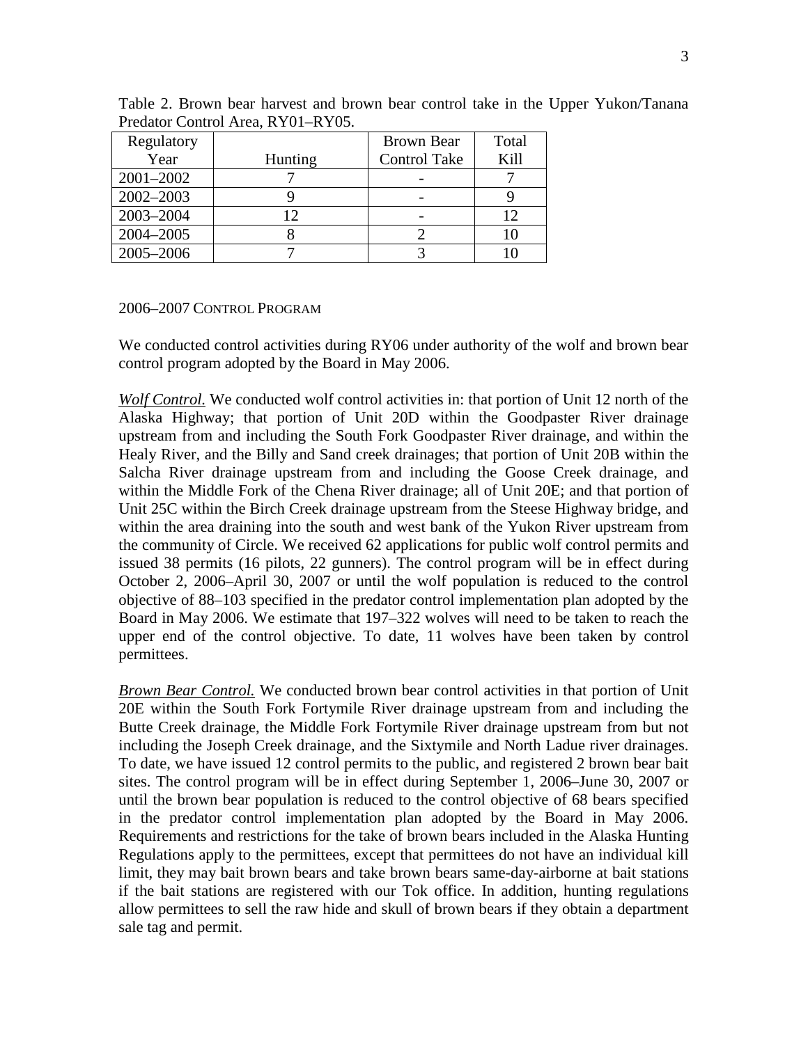Table 2. Brown bear harvest and brown bear control take in the Upper Yukon/Tanana Predator Control Area, RY01–RY05.

| Regulatory Year | Hunting | Brown Bear Control Take | Total Kill |
|---|---|---|---|
| 2001–2002 | 7 | - | 7 |
| 2002–2003 | 9 | - | 9 |
| 2003–2004 | 12 | - | 12 |
| 2004–2005 | 8 | 2 | 10 |
| 2005–2006 | 7 | 3 | 10 |

### 2006–2007 CONTROL PROGRAM

We conducted control activities during RY06 under authority of the wolf and brown bear control program adopted by the Board in May 2006.

*Wolf Control.* We conducted wolf control activities in: that portion of Unit 12 north of the Alaska Highway; that portion of Unit 20D within the Goodpaster River drainage upstream from and including the South Fork Goodpaster River drainage, and within the Healy River, and the Billy and Sand creek drainages; that portion of Unit 20B within the Salcha River drainage upstream from and including the Goose Creek drainage, and within the Middle Fork of the Chena River drainage; all of Unit 20E; and that portion of Unit 25C within the Birch Creek drainage upstream from the Steese Highway bridge, and within the area draining into the south and west bank of the Yukon River upstream from the community of Circle. We received 62 applications for public wolf control permits and issued 38 permits (16 pilots, 22 gunners). The control program will be in effect during October 2, 2006–April 30, 2007 or until the wolf population is reduced to the control objective of 88–103 specified in the predator control implementation plan adopted by the Board in May 2006. We estimate that 197–322 wolves will need to be taken to reach the upper end of the control objective. To date, 11 wolves have been taken by control permittees.

*Brown Bear Control.* We conducted brown bear control activities in that portion of Unit 20E within the South Fork Fortymile River drainage upstream from and including the Butte Creek drainage, the Middle Fork Fortymile River drainage upstream from but not including the Joseph Creek drainage, and the Sixtymile and North Ladue river drainages. To date, we have issued 12 control permits to the public, and registered 2 brown bear bait sites. The control program will be in effect during September 1, 2006–June 30, 2007 or until the brown bear population is reduced to the control objective of 68 bears specified in the predator control implementation plan adopted by the Board in May 2006. Requirements and restrictions for the take of brown bears included in the Alaska Hunting Regulations apply to the permittees, except that permittees do not have an individual kill limit, they may bait brown bears and take brown bears same-day-airborne at bait stations if the bait stations are registered with our Tok office. In addition, hunting regulations allow permittees to sell the raw hide and skull of brown bears if they obtain a department sale tag and permit.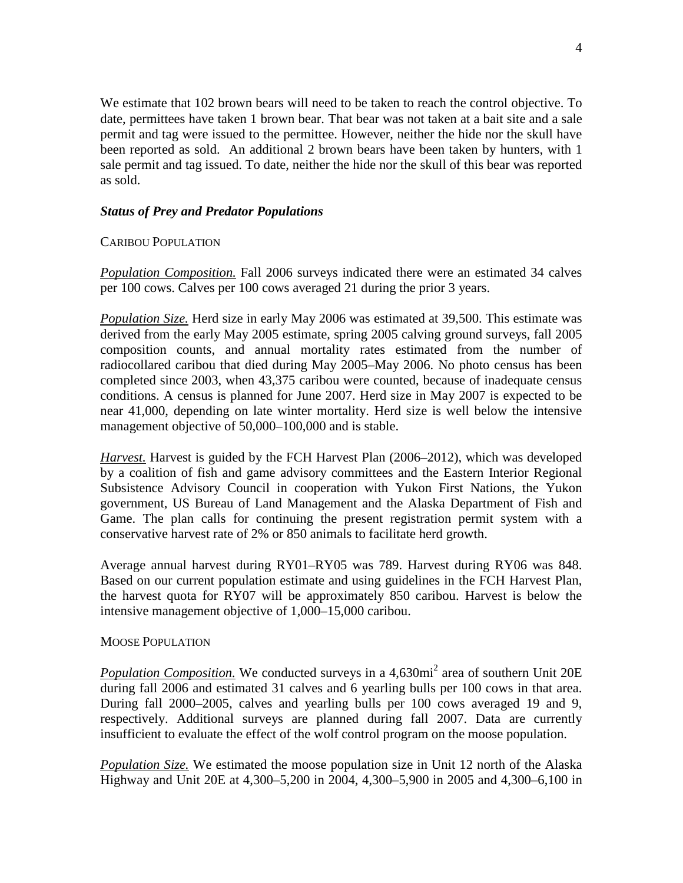We estimate that 102 brown bears will need to be taken to reach the control objective. To date, permittees have taken 1 brown bear. That bear was not taken at a bait site and a sale permit and tag were issued to the permittee. However, neither the hide nor the skull have been reported as sold. An additional 2 brown bears have been taken by hunters, with 1 sale permit and tag issued. To date, neither the hide nor the skull of this bear was reported as sold.

### *Status of Prey and Predator Populations*

CARIBOU POPULATION

*Population Composition.* Fall 2006 surveys indicated there were an estimated 34 calves per 100 cows. Calves per 100 cows averaged 21 during the prior 3 years.

*Population Size.* Herd size in early May 2006 was estimated at 39,500. This estimate was derived from the early May 2005 estimate, spring 2005 calving ground surveys, fall 2005 composition counts, and annual mortality rates estimated from the number of radiocollared caribou that died during May 2005–May 2006. No photo census has been completed since 2003, when 43,375 caribou were counted, because of inadequate census conditions. A census is planned for June 2007. Herd size in May 2007 is expected to be near 41,000, depending on late winter mortality. Herd size is well below the intensive management objective of 50,000–100,000 and is stable.

*Harvest.* Harvest is guided by the FCH Harvest Plan (2006–2012), which was developed by a coalition of fish and game advisory committees and the Eastern Interior Regional Subsistence Advisory Council in cooperation with Yukon First Nations, the Yukon government, US Bureau of Land Management and the Alaska Department of Fish and Game. The plan calls for continuing the present registration permit system with a conservative harvest rate of 2% or 850 animals to facilitate herd growth.

Average annual harvest during RY01–RY05 was 789. Harvest during RY06 was 848. Based on our current population estimate and using guidelines in the FCH Harvest Plan, the harvest quota for RY07 will be approximately 850 caribou. Harvest is below the intensive management objective of 1,000–15,000 caribou.

MOOSE POPULATION

*Population Composition.* We conducted surveys in a 4,630mi$^2$ area of southern Unit 20E during fall 2006 and estimated 31 calves and 6 yearling bulls per 100 cows in that area. During fall 2000–2005, calves and yearling bulls per 100 cows averaged 19 and 9, respectively. Additional surveys are planned during fall 2007. Data are currently insufficient to evaluate the effect of the wolf control program on the moose population.

*Population Size.* We estimated the moose population size in Unit 12 north of the Alaska Highway and Unit 20E at 4,300–5,200 in 2004, 4,300–5,900 in 2005 and 4,300–6,100 in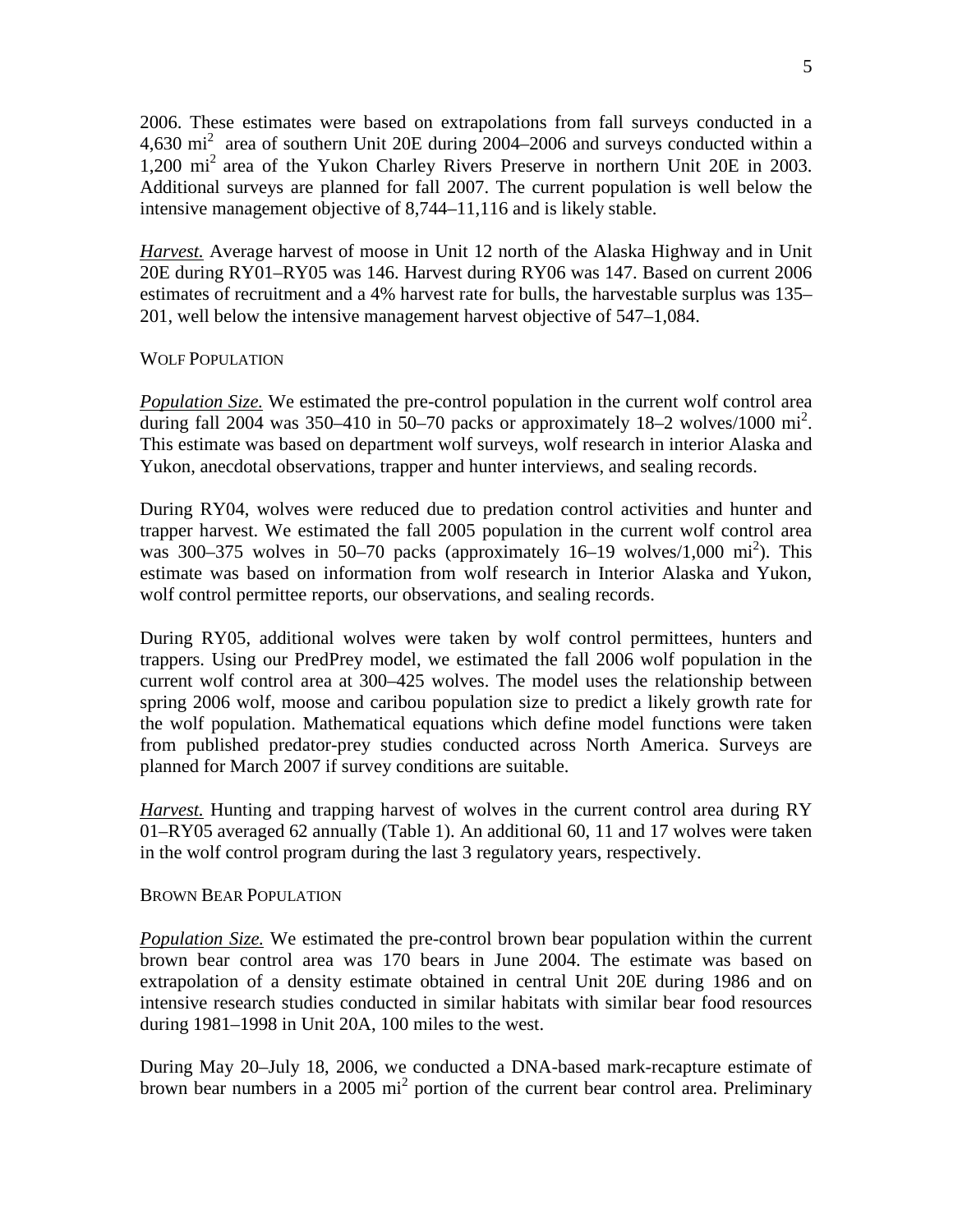2006. These estimates were based on extrapolations from fall surveys conducted in a 4,630 $mi^2$ area of southern Unit 20E during 2004–2006 and surveys conducted within a 1,200 $mi^2$ area of the Yukon Charley Rivers Preserve in northern Unit 20E in 2003. Additional surveys are planned for fall 2007. The current population is well below the intensive management objective of 8,744–11,116 and is likely stable.

***Harvest.*** Average harvest of moose in Unit 12 north of the Alaska Highway and in Unit 20E during RY01–RY05 was 146. Harvest during RY06 was 147. Based on current 2006 estimates of recruitment and a 4% harvest rate for bulls, the harvestable surplus was 135–201, well below the intensive management harvest objective of 547–1,084.

WOLF POPULATION

***Population Size.*** We estimated the pre-control population in the current wolf control area during fall 2004 was 350–410 in 50–70 packs or approximately 18–2 wolves/1000 $mi^2$. This estimate was based on department wolf surveys, wolf research in interior Alaska and Yukon, anecdotal observations, trapper and hunter interviews, and sealing records.

During RY04, wolves were reduced due to predation control activities and hunter and trapper harvest. We estimated the fall 2005 population in the current wolf control area was 300–375 wolves in 50–70 packs (approximately 16–19 wolves/1,000 $mi^2$). This estimate was based on information from wolf research in Interior Alaska and Yukon, wolf control permittee reports, our observations, and sealing records.

During RY05, additional wolves were taken by wolf control permittees, hunters and trappers. Using our PredPrey model, we estimated the fall 2006 wolf population in the current wolf control area at 300–425 wolves. The model uses the relationship between spring 2006 wolf, moose and caribou population size to predict a likely growth rate for the wolf population. Mathematical equations which define model functions were taken from published predator-prey studies conducted across North America. Surveys are planned for March 2007 if survey conditions are suitable.

***Harvest.*** Hunting and trapping harvest of wolves in the current control area during RY 01–RY05 averaged 62 annually (Table 1). An additional 60, 11 and 17 wolves were taken in the wolf control program during the last 3 regulatory years, respectively.

BROWN BEAR POPULATION

***Population Size.*** We estimated the pre-control brown bear population within the current brown bear control area was 170 bears in June 2004. The estimate was based on extrapolation of a density estimate obtained in central Unit 20E during 1986 and on intensive research studies conducted in similar habitats with similar bear food resources during 1981–1998 in Unit 20A, 100 miles to the west.

During May 20–July 18, 2006, we conducted a DNA-based mark-recapture estimate of brown bear numbers in a 2005 $mi^2$ portion of the current bear control area. Preliminary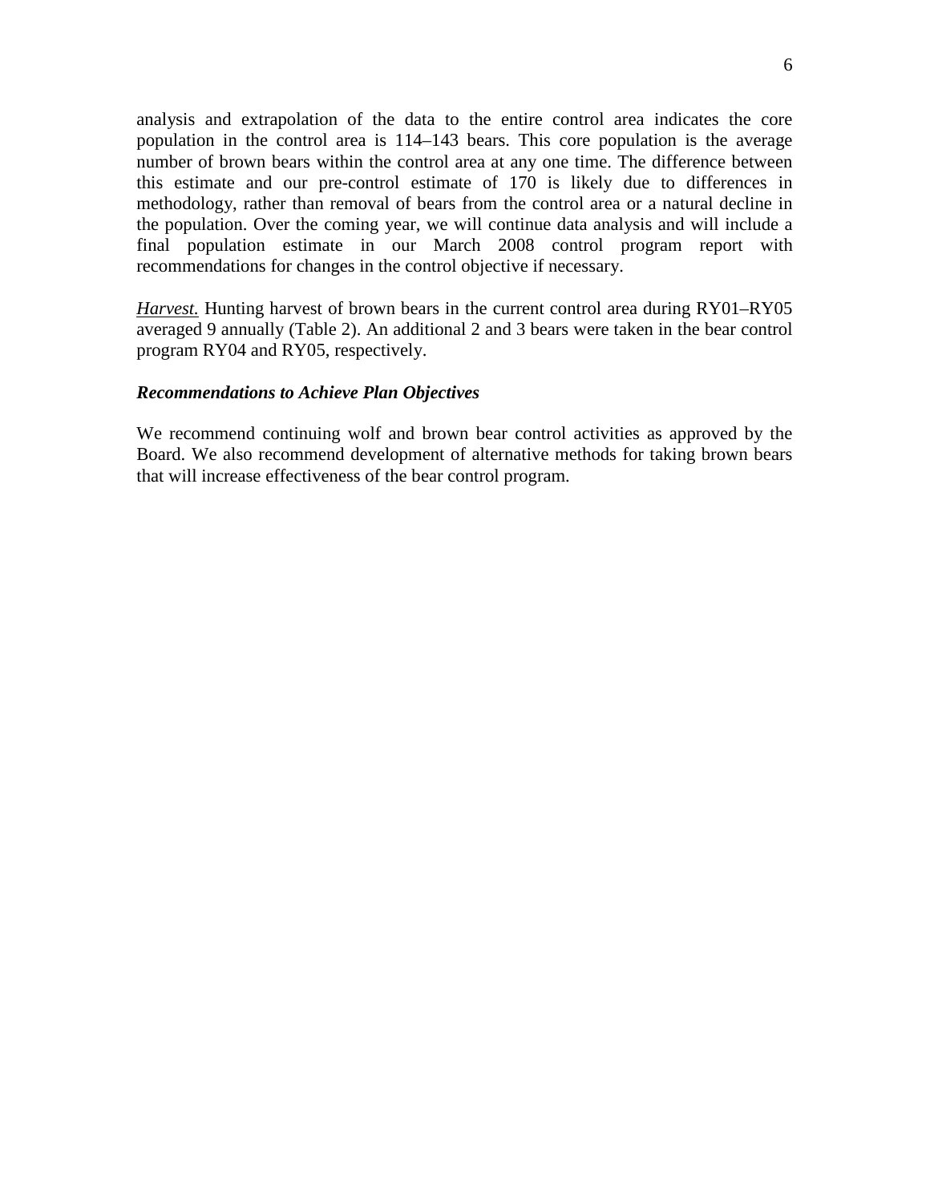analysis and extrapolation of the data to the entire control area indicates the core population in the control area is 114–143 bears. This core population is the average number of brown bears within the control area at any one time. The difference between this estimate and our pre-control estimate of 170 is likely due to differences in methodology, rather than removal of bears from the control area or a natural decline in the population. Over the coming year, we will continue data analysis and will include a final population estimate in our March 2008 control program report with recommendations for changes in the control objective if necessary.

*Harvest.* Hunting harvest of brown bears in the current control area during RY01–RY05 averaged 9 annually (Table 2). An additional 2 and 3 bears were taken in the bear control program RY04 and RY05, respectively.

### ***Recommendations to Achieve Plan Objectives***

We recommend continuing wolf and brown bear control activities as approved by the Board. We also recommend development of alternative methods for taking brown bears that will increase effectiveness of the bear control program.